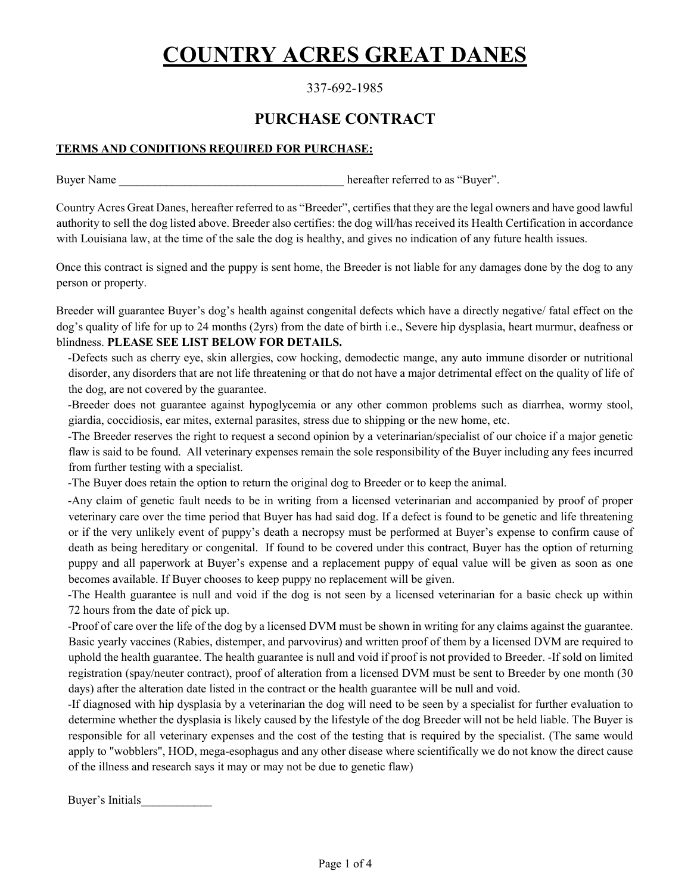# COUNTRY ACRES GREAT DANES

337-692-1985

## PURCHASE CONTRACT

**TERMS AND CONDITIONS REQUIRED FOR PURCHASE:**

Buyer Name ________________________________________ hereafter referred to as "Buyer".

Country Acres Great Danes, hereafter referred to as "Breeder", certifies that they are the legal owners and have good lawful authority to sell the dog listed above. Breeder also certifies: the dog will/has received its Health Certification in accordance with Louisiana law, at the time of the sale the dog is healthy, and gives no indication of any future health issues.

Once this contract is signed and the puppy is sent home, the Breeder is not liable for any damages done by the dog to any person or property.

Breeder will guarantee Buyer's dog's health against congenital defects which have a directly negative/ fatal effect on the dog's quality of life for up to 24 months (2yrs) from the date of birth i.e., Severe hip dysplasia, heart murmur, deafness or blindness. **PLEASE SEE LIST BELOW FOR DETAILS.**

-Defects such as cherry eye, skin allergies, cow hocking, demodectic mange, any auto immune disorder or nutritional disorder, any disorders that are not life threatening or that do not have a major detrimental effect on the quality of life of the dog, are not covered by the guarantee.

-Breeder does not guarantee against hypoglycemia or any other common problems such as diarrhea, wormy stool, giardia, coccidiosis, ear mites, external parasites, stress due to shipping or the new home, etc.

-The Breeder reserves the right to request a second opinion by a veterinarian/specialist of our choice if a major genetic flaw is said to be found. All veterinary expenses remain the sole responsibility of the Buyer including any fees incurred from further testing with a specialist.

-The Buyer does retain the option to return the original dog to Breeder or to keep the animal.

-Any claim of genetic fault needs to be in writing from a licensed veterinarian and accompanied by proof of proper veterinary care over the time period that Buyer has had said dog. If a defect is found to be genetic and life threatening or if the very unlikely event of puppy's death a necropsy must be performed at Buyer's expense to confirm cause of death as being hereditary or congenital. If found to be covered under this contract, Buyer has the option of returning puppy and all paperwork at Buyer's expense and a replacement puppy of equal value will be given as soon as one becomes available. If Buyer chooses to keep puppy no replacement will be given.

-The Health guarantee is null and void if the dog is not seen by a licensed veterinarian for a basic check up within 72 hours from the date of pick up.

-Proof of care over the life of the dog by a licensed DVM must be shown in writing for any claims against the guarantee. Basic yearly vaccines (Rabies, distemper, and parvovirus) and written proof of them by a licensed DVM are required to uphold the health guarantee. The health guarantee is null and void if proof is not provided to Breeder. -If sold on limited registration (spay/neuter contract), proof of alteration from a licensed DVM must be sent to Breeder by one month (30 days) after the alteration date listed in the contract or the health guarantee will be null and void.

-If diagnosed with hip dysplasia by a veterinarian the dog will need to be seen by a specialist for further evaluation to determine whether the dysplasia is likely caused by the lifestyle of the dog Breeder will not be held liable. The Buyer is responsible for all veterinary expenses and the cost of the testing that is required by the specialist. (The same would apply to "wobblers", HOD, mega-esophagus and any other disease where scientifically we do not know the direct cause of the illness and research says it may or may not be due to genetic flaw)

Buyer's Initials____________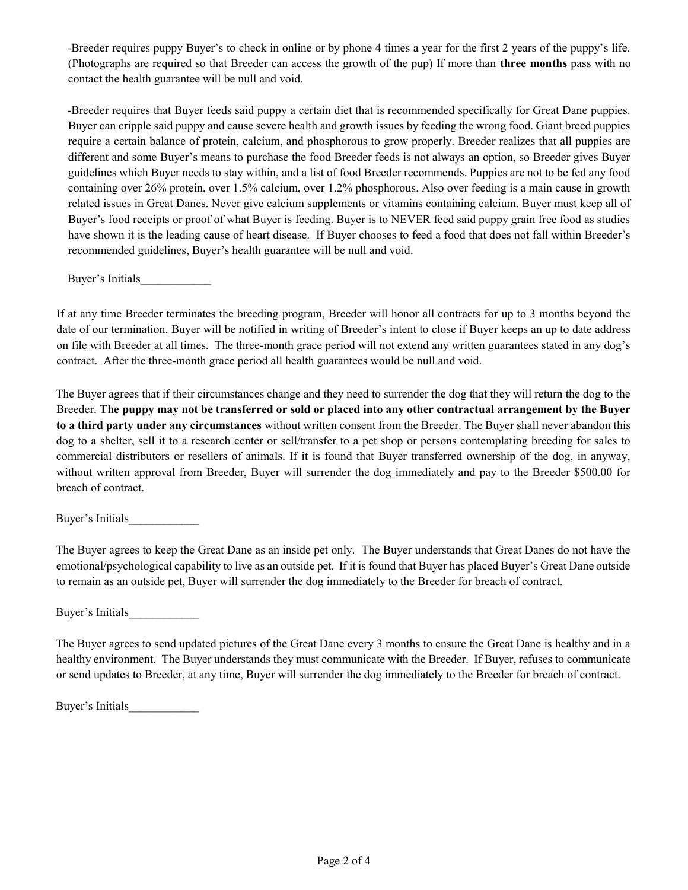-Breeder requires puppy Buyer's to check in online or by phone 4 times a year for the first 2 years of the puppy's life. (Photographs are required so that Breeder can access the growth of the pup) If more than **three months** pass with no contact the health guarantee will be null and void.

-Breeder requires that Buyer feeds said puppy a certain diet that is recommended specifically for Great Dane puppies. Buyer can cripple said puppy and cause severe health and growth issues by feeding the wrong food. Giant breed puppies require a certain balance of protein, calcium, and phosphorous to grow properly. Breeder realizes that all puppies are different and some Buyer's means to purchase the food Breeder feeds is not always an option, so Breeder gives Buyer guidelines which Buyer needs to stay within, and a list of food Breeder recommends. Puppies are not to be fed any food containing over 26% protein, over 1.5% calcium, over 1.2% phosphorous. Also over feeding is a main cause in growth related issues in Great Danes. Never give calcium supplements or vitamins containing calcium. Buyer must keep all of Buyer's food receipts or proof of what Buyer is feeding. Buyer is to NEVER feed said puppy grain free food as studies have shown it is the leading cause of heart disease. If Buyer chooses to feed a food that does not fall within Breeder's recommended guidelines, Buyer's health guarantee will be null and void.

Buyer's Initials____________

If at any time Breeder terminates the breeding program, Breeder will honor all contracts for up to 3 months beyond the date of our termination. Buyer will be notified in writing of Breeder's intent to close if Buyer keeps an up to date address on file with Breeder at all times. The three-month grace period will not extend any written guarantees stated in any dog's contract. After the three-month grace period all health guarantees would be null and void.

The Buyer agrees that if their circumstances change and they need to surrender the dog that they will return the dog to the Breeder. **The puppy may not be transferred or sold or placed into any other contractual arrangement by the Buyer to a third party under any circumstances** without written consent from the Breeder. The Buyer shall never abandon this dog to a shelter, sell it to a research center or sell/transfer to a pet shop or persons contemplating breeding for sales to commercial distributors or resellers of animals. If it is found that Buyer transferred ownership of the dog, in anyway, without written approval from Breeder, Buyer will surrender the dog immediately and pay to the Breeder $500.00 for breach of contract.

Buyer's Initials____________

The Buyer agrees to keep the Great Dane as an inside pet only. The Buyer understands that Great Danes do not have the emotional/psychological capability to live as an outside pet. If it is found that Buyer has placed Buyer's Great Dane outside to remain as an outside pet, Buyer will surrender the dog immediately to the Breeder for breach of contract.

Buyer's Initials____________

The Buyer agrees to send updated pictures of the Great Dane every 3 months to ensure the Great Dane is healthy and in a healthy environment. The Buyer understands they must communicate with the Breeder. If Buyer, refuses to communicate or send updates to Breeder, at any time, Buyer will surrender the dog immediately to the Breeder for breach of contract.

Buyer's Initials____________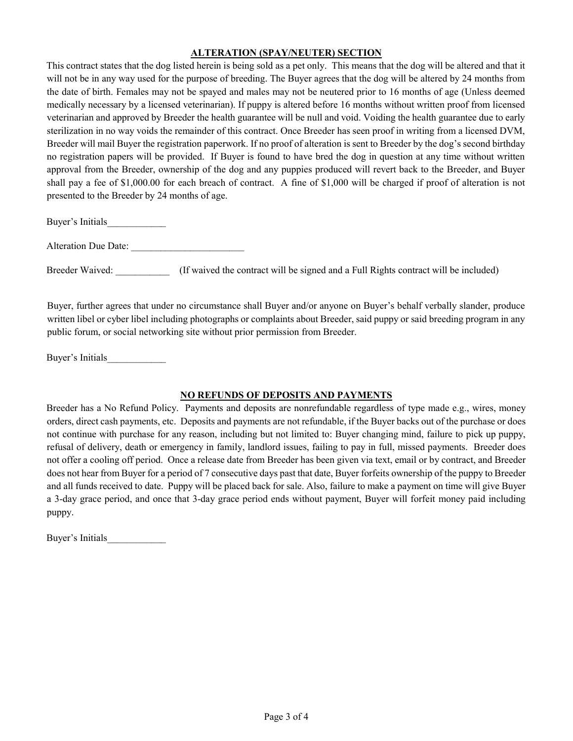## ALTERATION (SPAY/NEUTER) SECTION

This contract states that the dog listed herein is being sold as a pet only. This means that the dog will be altered and that it will not be in any way used for the purpose of breeding. The Buyer agrees that the dog will be altered by 24 months from the date of birth. Females may not be spayed and males may not be neutered prior to 16 months of age (Unless deemed medically necessary by a licensed veterinarian). If puppy is altered before 16 months without written proof from licensed veterinarian and approved by Breeder the health guarantee will be null and void. Voiding the health guarantee due to early sterilization in no way voids the remainder of this contract. Once Breeder has seen proof in writing from a licensed DVM, Breeder will mail Buyer the registration paperwork. If no proof of alteration is sent to Breeder by the dog's second birthday no registration papers will be provided. If Buyer is found to have bred the dog in question at any time without written approval from the Breeder, ownership of the dog and any puppies produced will revert back to the Breeder, and Buyer shall pay a fee of $1,000.00 for each breach of contract. A fine of $1,000 will be charged if proof of alteration is not presented to the Breeder by 24 months of age.

Buyer's Initials____________

Alteration Due Date: _______________________

Breeder Waived: ___________ (If waived the contract will be signed and a Full Rights contract will be included)

Buyer, further agrees that under no circumstance shall Buyer and/or anyone on Buyer's behalf verbally slander, produce written libel or cyber libel including photographs or complaints about Breeder, said puppy or said breeding program in any public forum, or social networking site without prior permission from Breeder.

Buyer's Initials____________

## NO REFUNDS OF DEPOSITS AND PAYMENTS

Breeder has a No Refund Policy. Payments and deposits are nonrefundable regardless of type made e.g., wires, money orders, direct cash payments, etc. Deposits and payments are not refundable, if the Buyer backs out of the purchase or does not continue with purchase for any reason, including but not limited to: Buyer changing mind, failure to pick up puppy, refusal of delivery, death or emergency in family, landlord issues, failing to pay in full, missed payments. Breeder does not offer a cooling off period. Once a release date from Breeder has been given via text, email or by contract, and Breeder does not hear from Buyer for a period of 7 consecutive days past that date, Buyer forfeits ownership of the puppy to Breeder and all funds received to date. Puppy will be placed back for sale. Also, failure to make a payment on time will give Buyer a 3-day grace period, and once that 3-day grace period ends without payment, Buyer will forfeit money paid including puppy.

Buyer's Initials____________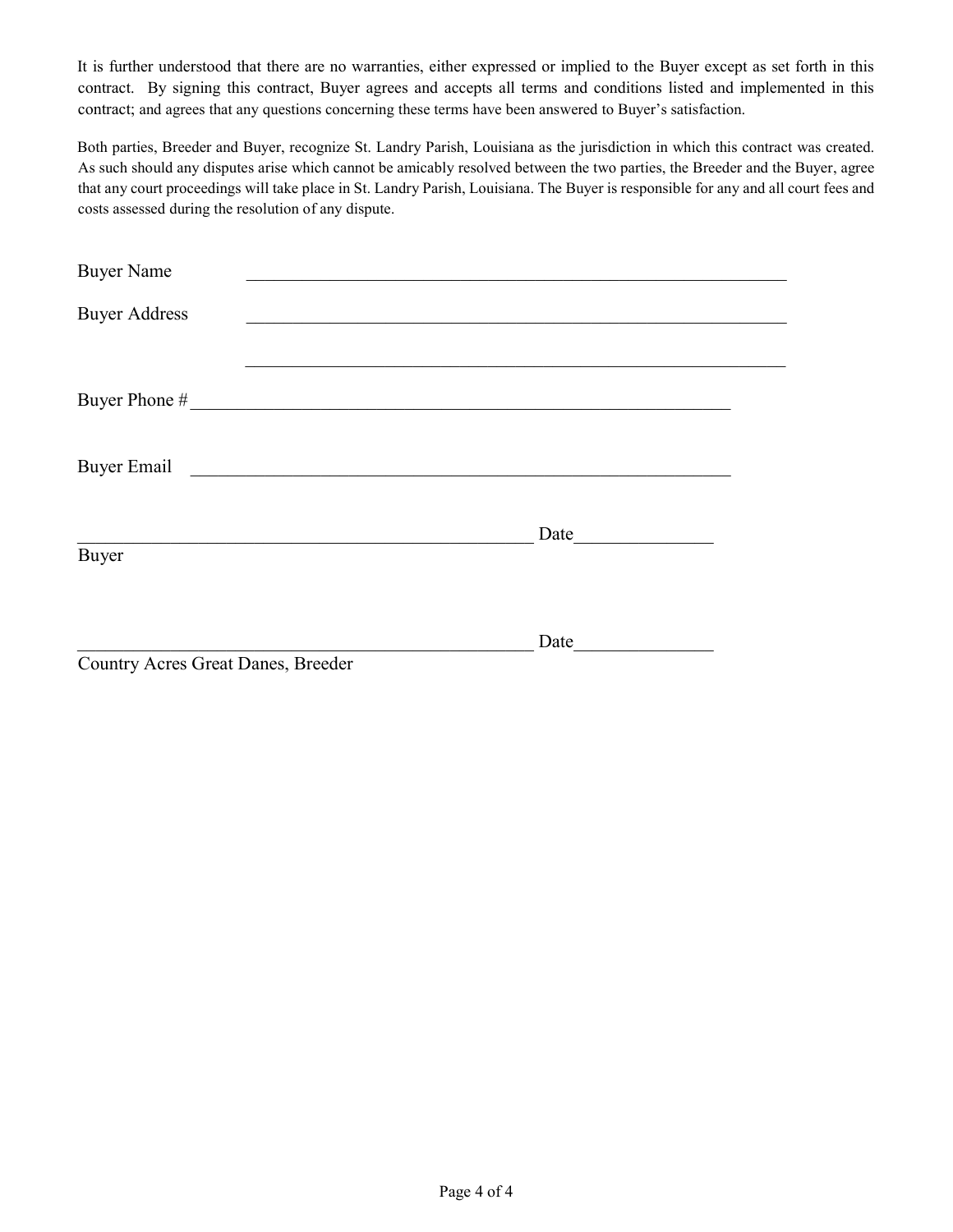It is further understood that there are no warranties, either expressed or implied to the Buyer except as set forth in this contract. By signing this contract, Buyer agrees and accepts all terms and conditions listed and implemented in this contract; and agrees that any questions concerning these terms have been answered to Buyer's satisfaction.

Both parties, Breeder and Buyer, recognize St. Landry Parish, Louisiana as the jurisdiction in which this contract was created. As such should any disputes arise which cannot be amicably resolved between the two parties, the Breeder and the Buyer, agree that any court proceedings will take place in St. Landry Parish, Louisiana. The Buyer is responsible for any and all court fees and costs assessed during the resolution of any dispute.

Buyer Name ______________________________________________________________

Buyer Address ______________________________________________________________

______________________________________________________________

Buyer Phone # ______________________________________________________________

Buyer Email ______________________________________________________________

______________________________________________ Date_______________
Buyer

______________________________________________ Date_______________
Country Acres Great Danes, Breeder